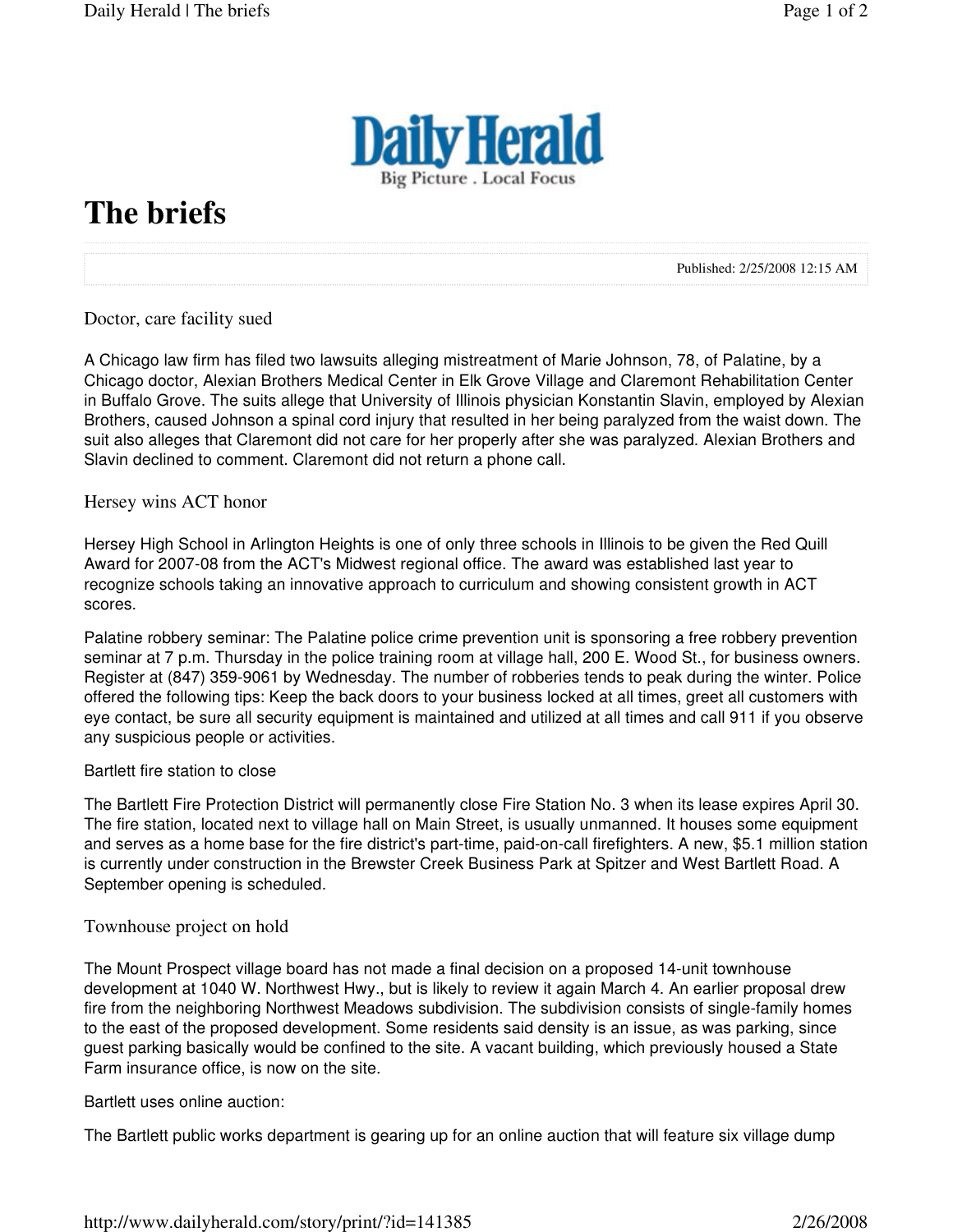# The briefs

Published: 2/25/2008 12:15 AM

## Doctor, care facility sued

A Chicago law firm has filed two lawsuits alleging mistreatment of Marie Johnson, 78, of Palatine, by a Chicago doctor, Alexian Brothers Medical Center in Elk Grove Village and Claremont Rehabilitation Center in Buffalo Grove. The suits allege that University of Illinois physician Konstantin Slavin, employed by Alexian Brothers, caused Johnson a spinal cord injury that resulted in her being paralyzed from the waist down. The suit also alleges that Claremont did not care for her properly after she was paralyzed. Alexian Brothers and Slavin declined to comment. Claremont did not return a phone call.

## Hersey wins ACT honor

Hersey High School in Arlington Heights is one of only three schools in Illinois to be given the Red Quill Award for 2007-08 from the ACT's Midwest regional office. The award was established last year to recognize schools taking an innovative approach to curriculum and showing consistent growth in ACT scores.

Palatine robbery seminar: The Palatine police crime prevention unit is sponsoring a free robbery prevention seminar at 7 p.m. Thursday in the police training room at village hall, 200 E. Wood St., for business owners. Register at (847) 359-9061 by Wednesday. The number of robberies tends to peak during the winter. Police offered the following tips: Keep the back doors to your business locked at all times, greet all customers with eye contact, be sure all security equipment is maintained and utilized at all times and call 911 if you observe any suspicious people or activities.

Bartlett fire station to close

The Bartlett Fire Protection District will permanently close Fire Station No. 3 when its lease expires April 30. The fire station, located next to village hall on Main Street, is usually unmanned. It houses some equipment and serves as a home base for the fire district's part-time, paid-on-call firefighters. A new, $5.1 million station is currently under construction in the Brewster Creek Business Park at Spitzer and West Bartlett Road. A September opening is scheduled.

## Townhouse project on hold

The Mount Prospect village board has not made a final decision on a proposed 14-unit townhouse development at 1040 W. Northwest Hwy., but is likely to review it again March 4. An earlier proposal drew fire from the neighboring Northwest Meadows subdivision. The subdivision consists of single-family homes to the east of the proposed development. Some residents said density is an issue, as was parking, since guest parking basically would be confined to the site. A vacant building, which previously housed a State Farm insurance office, is now on the site.

Bartlett uses online auction:

The Bartlett public works department is gearing up for an online auction that will feature six village dump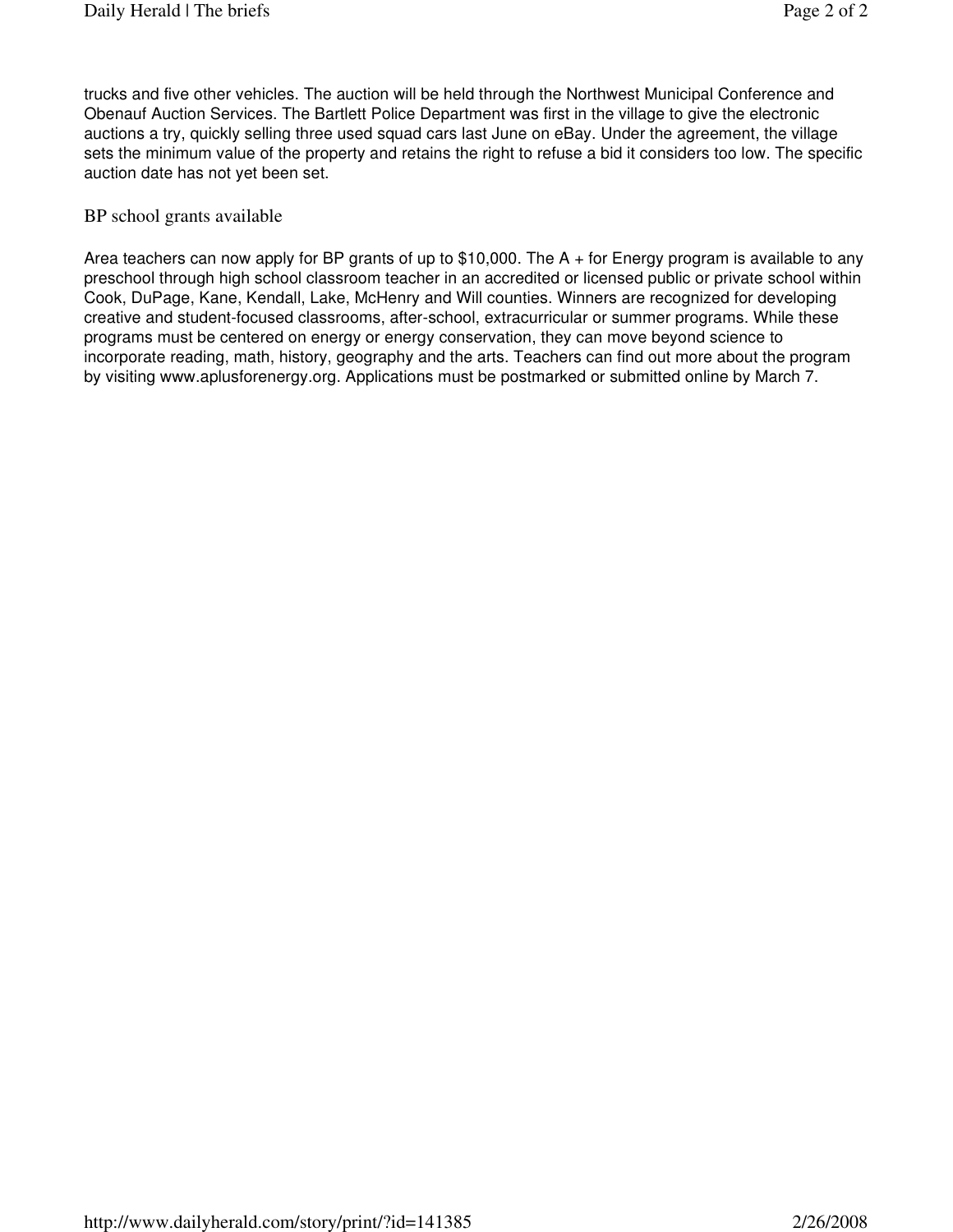trucks and five other vehicles. The auction will be held through the Northwest Municipal Conference and Obenauf Auction Services. The Bartlett Police Department was first in the village to give the electronic auctions a try, quickly selling three used squad cars last June on eBay. Under the agreement, the village sets the minimum value of the property and retains the right to refuse a bid it considers too low. The specific auction date has not yet been set.

## BP school grants available

Area teachers can now apply for BP grants of up to $10,000. The A + for Energy program is available to any preschool through high school classroom teacher in an accredited or licensed public or private school within Cook, DuPage, Kane, Kendall, Lake, McHenry and Will counties. Winners are recognized for developing creative and student-focused classrooms, after-school, extracurricular or summer programs. While these programs must be centered on energy or energy conservation, they can move beyond science to incorporate reading, math, history, geography and the arts. Teachers can find out more about the program by visiting www.aplusforenergy.org. Applications must be postmarked or submitted online by March 7.